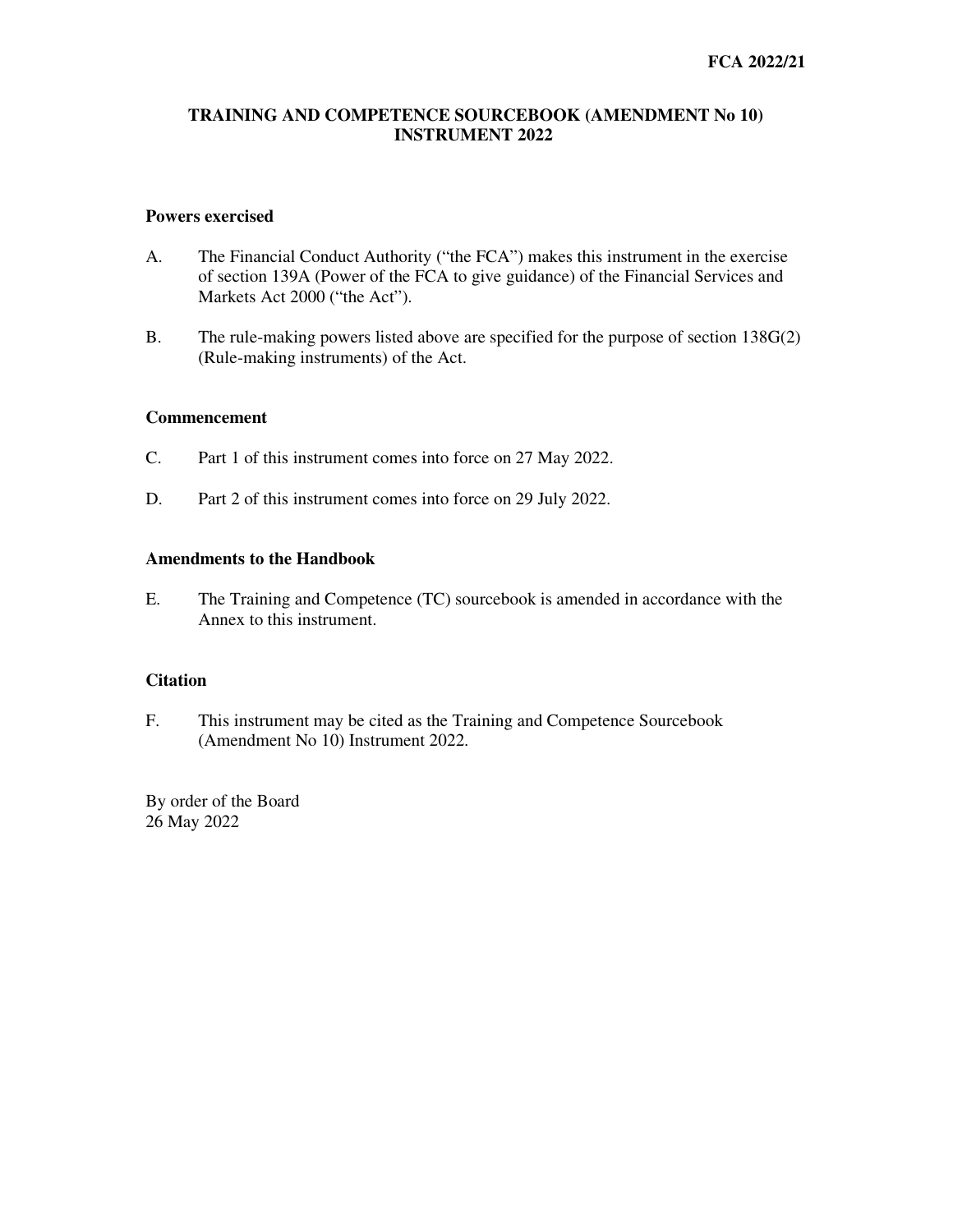**FCA 2022/21**

# TRAINING AND COMPETENCE SOURCEBOOK (AMENDMENT No 10) INSTRUMENT 2022

## Powers exercised

A. The Financial Conduct Authority ("the FCA") makes this instrument in the exercise of section 139A (Power of the FCA to give guidance) of the Financial Services and Markets Act 2000 ("the Act").

B. The rule-making powers listed above are specified for the purpose of section 138G(2) (Rule-making instruments) of the Act.

## Commencement

C. Part 1 of this instrument comes into force on 27 May 2022.

D. Part 2 of this instrument comes into force on 29 July 2022.

## Amendments to the Handbook

E. The Training and Competence (TC) sourcebook is amended in accordance with the Annex to this instrument.

## Citation

F. This instrument may be cited as the Training and Competence Sourcebook (Amendment No 10) Instrument 2022.

By order of the Board
26 May 2022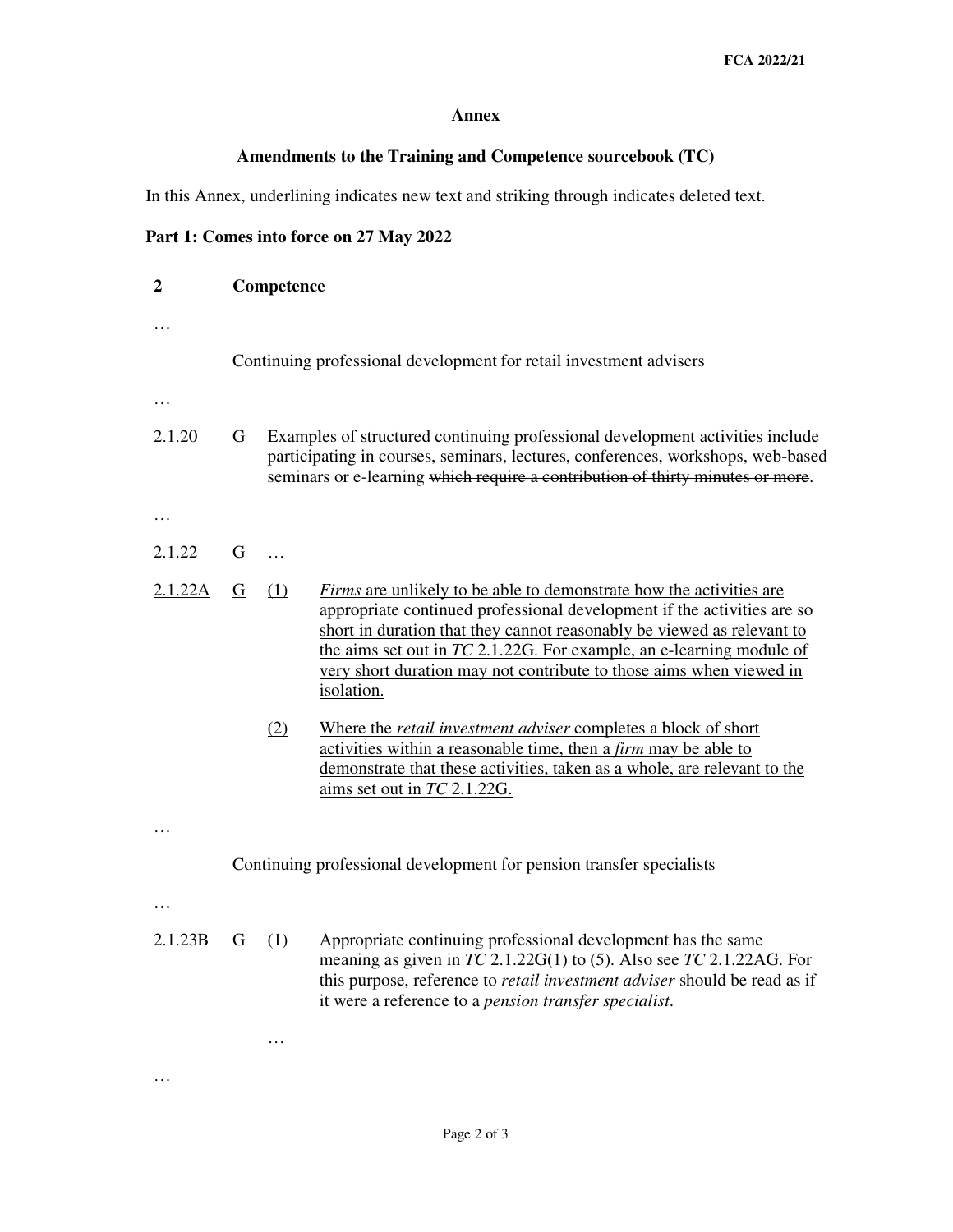**Annex**

**Amendments to the Training and Competence sourcebook (TC)**

In this Annex, underlining indicates new text and striking through indicates deleted text.

**Part 1: Comes into force on 27 May 2022**

**2 Competence**

…

Continuing professional development for retail investment advisers

…

2.1.20 G Examples of structured continuing professional development activities include participating in courses, seminars, lectures, conferences, workshops, web-based seminars or e-learning ~~which require a contribution of thirty minutes or more~~.

…

2.1.22 G …

<u>2.1.22A</u> <u>G</u> <u>(1)</u> <u>*Firms* are unlikely to be able to demonstrate how the activities are appropriate continued professional development if the activities are so short in duration that they cannot reasonably be viewed as relevant to the aims set out in *TC* 2.1.22G. For example, an e-learning module of very short duration may not contribute to those aims when viewed in isolation.</u>

<u>(2)</u> <u>Where the *retail investment adviser* completes a block of short activities within a reasonable time, then a *firm* may be able to demonstrate that these activities, taken as a whole, are relevant to the aims set out in *TC* 2.1.22G.</u>

…

Continuing professional development for pension transfer specialists

…

2.1.23B G (1) Appropriate continuing professional development has the same meaning as given in *TC* 2.1.22G(1) to (5). <u>Also see *TC* 2.1.22AG.</u> For this purpose, reference to *retail investment adviser* should be read as if it were a reference to a *pension transfer specialist*.

…

…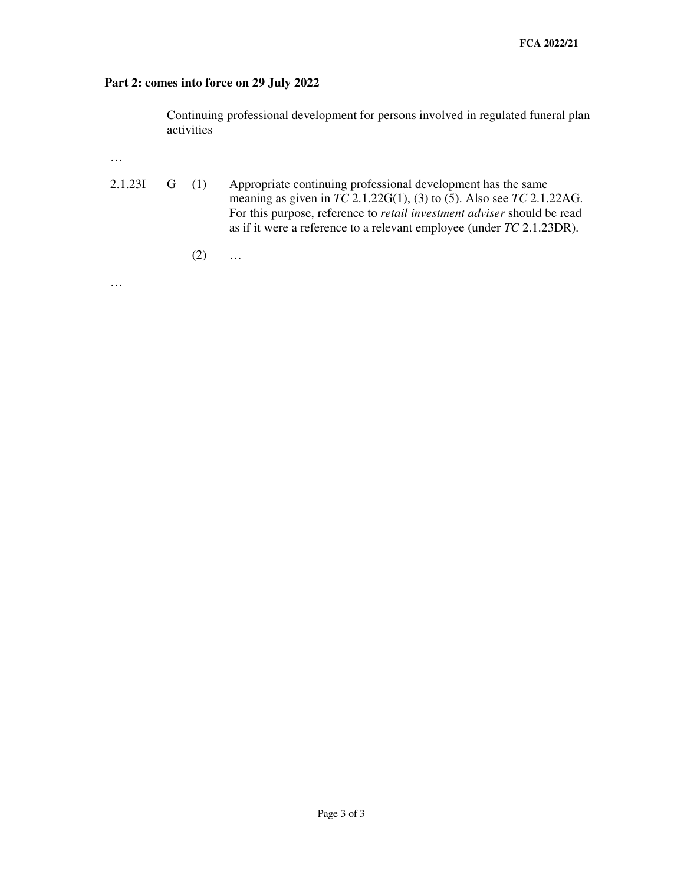**Part 2: comes into force on 29 July 2022**

Continuing professional development for persons involved in regulated funeral plan activities

…

2.1.23I G (1) Appropriate continuing professional development has the same meaning as given in *TC* 2.1.22G(1), (3) to (5). <u>Also see *TC* 2.1.22AG.</u> For this purpose, reference to *retail investment adviser* should be read as if it were a reference to a relevant employee (under *TC* 2.1.23DR).

(2) …

…